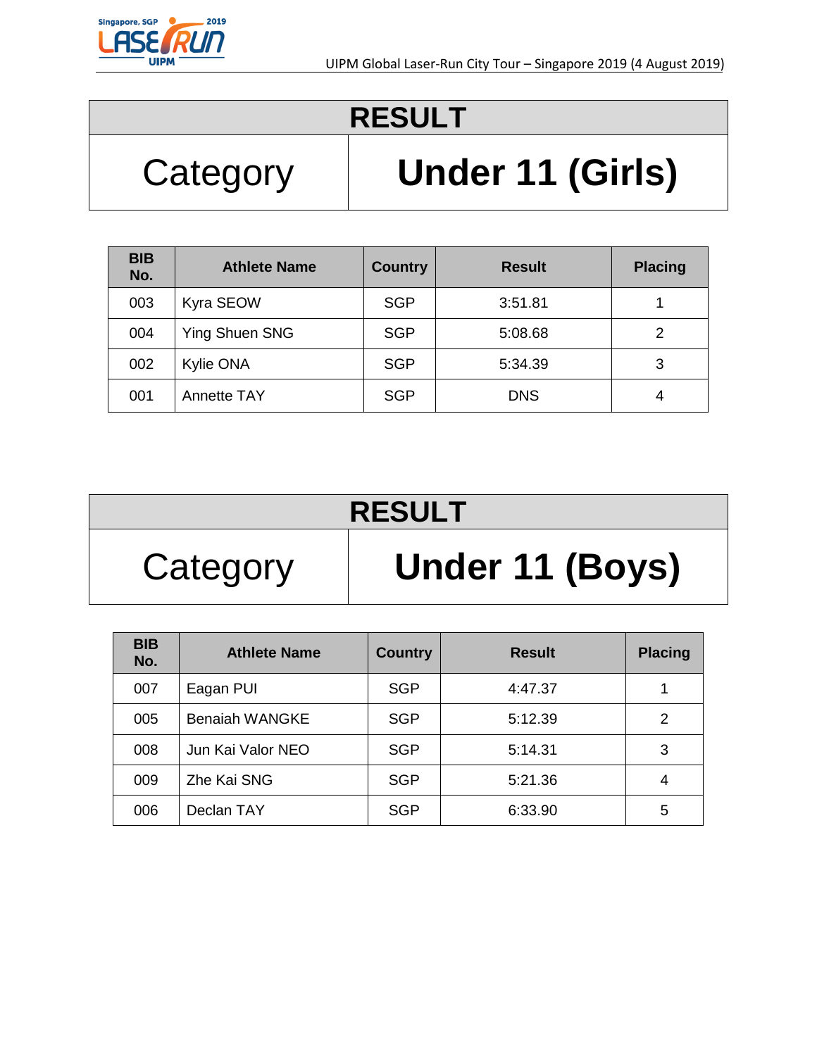UIPM Global Laser-Run City Tour – Singapore 2019 (4 August 2019)

# RESULT

| Category | Under 11 (Girls) |
|---|---|

| BIB No. | Athlete Name | Country | Result | Placing |
|---|---|---|---|---|
| 003 | Kyra SEOW | SGP | 3:51.81 | 1 |
| 004 | Ying Shuen SNG | SGP | 5:08.68 | 2 |
| 002 | Kylie ONA | SGP | 5:34.39 | 3 |
| 001 | Annette TAY | SGP | DNS | 4 |

# RESULT

| Category | Under 11 (Boys) |
|---|---|

| BIB No. | Athlete Name | Country | Result | Placing |
|---|---|---|---|---|
| 007 | Eagan PUI | SGP | 4:47.37 | 1 |
| 005 | Benaiah WANGKE | SGP | 5:12.39 | 2 |
| 008 | Jun Kai Valor NEO | SGP | 5:14.31 | 3 |
| 009 | Zhe Kai SNG | SGP | 5:21.36 | 4 |
| 006 | Declan TAY | SGP | 6:33.90 | 5 |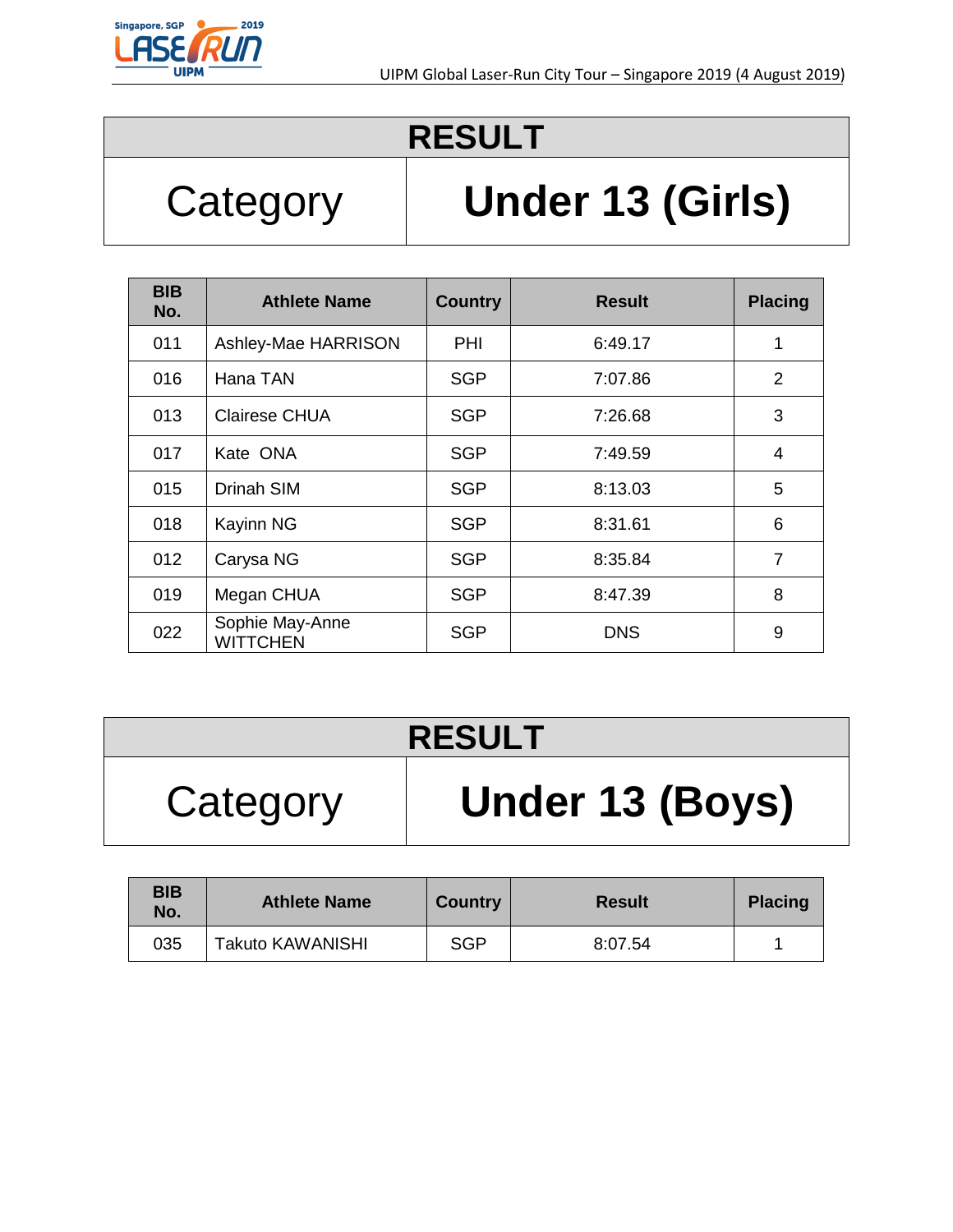# RESULT

| Category | Under 13 (Girls) |
|---|---|

| BIB No. | Athlete Name | Country | Result | Placing |
|---|---|---|---|---|
| 011 | Ashley-Mae HARRISON | PHI | 6:49.17 | 1 |
| 016 | Hana TAN | SGP | 7:07.86 | 2 |
| 013 | Clairese CHUA | SGP | 7:26.68 | 3 |
| 017 | Kate ONA | SGP | 7:49.59 | 4 |
| 015 | Drinah SIM | SGP | 8:13.03 | 5 |
| 018 | Kayinn NG | SGP | 8:31.61 | 6 |
| 012 | Carysa NG | SGP | 8:35.84 | 7 |
| 019 | Megan CHUA | SGP | 8:47.39 | 8 |
| 022 | Sophie May-Anne WITTCHEN | SGP | DNS | 9 |

# RESULT

| Category | Under 13 (Boys) |
|---|---|

| BIB No. | Athlete Name | Country | Result | Placing |
|---|---|---|---|---|
| 035 | Takuto KAWANISHI | SGP | 8:07.54 | 1 |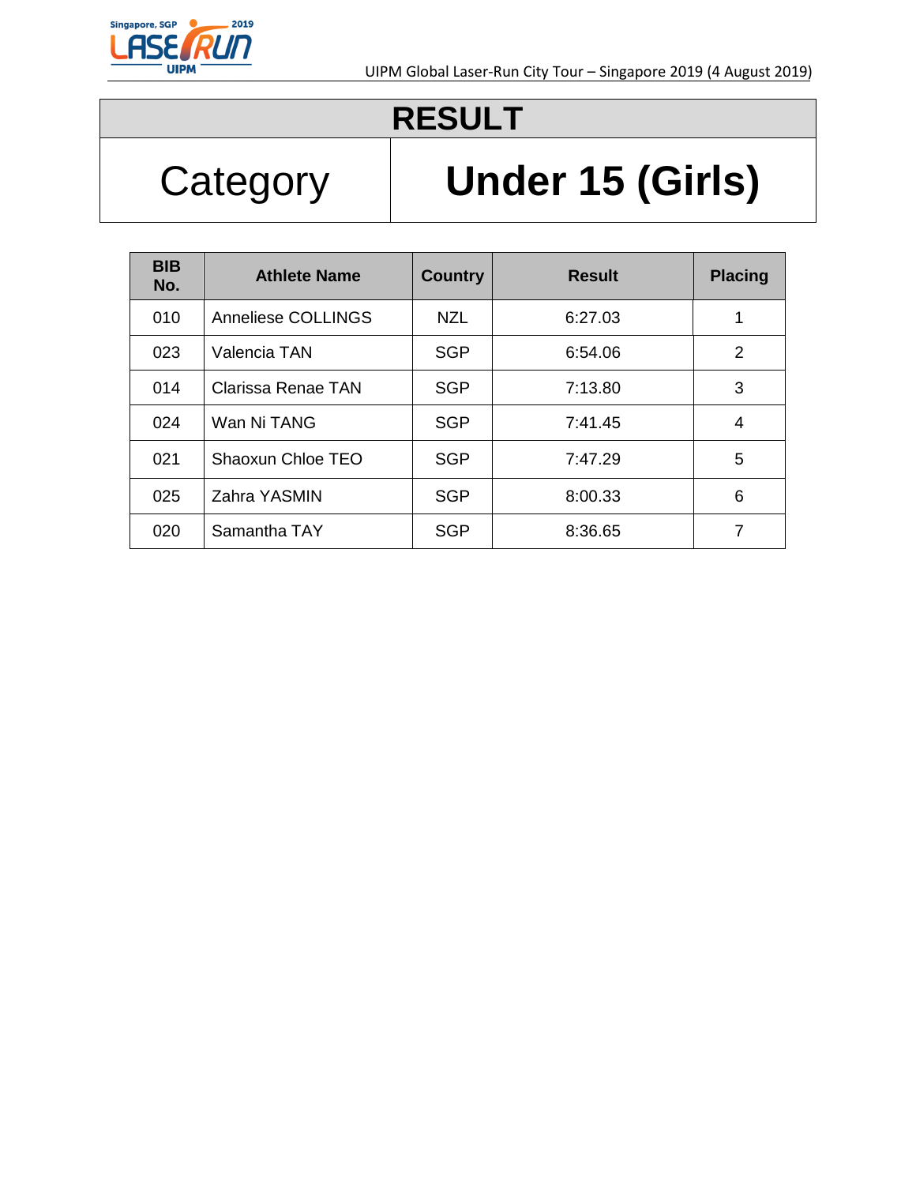# RESULT

| Category | Under 15 (Girls) |
|---|---|

| BIB No. | Athlete Name | Country | Result | Placing |
|---|---|---|---|---|
| 010 | Anneliese COLLINGS | NZL | 6:27.03 | 1 |
| 023 | Valencia TAN | SGP | 6:54.06 | 2 |
| 014 | Clarissa Renae TAN | SGP | 7:13.80 | 3 |
| 024 | Wan Ni TANG | SGP | 7:41.45 | 4 |
| 021 | Shaoxun Chloe TEO | SGP | 7:47.29 | 5 |
| 025 | Zahra YASMIN | SGP | 8:00.33 | 6 |
| 020 | Samantha TAY | SGP | 8:36.65 | 7 |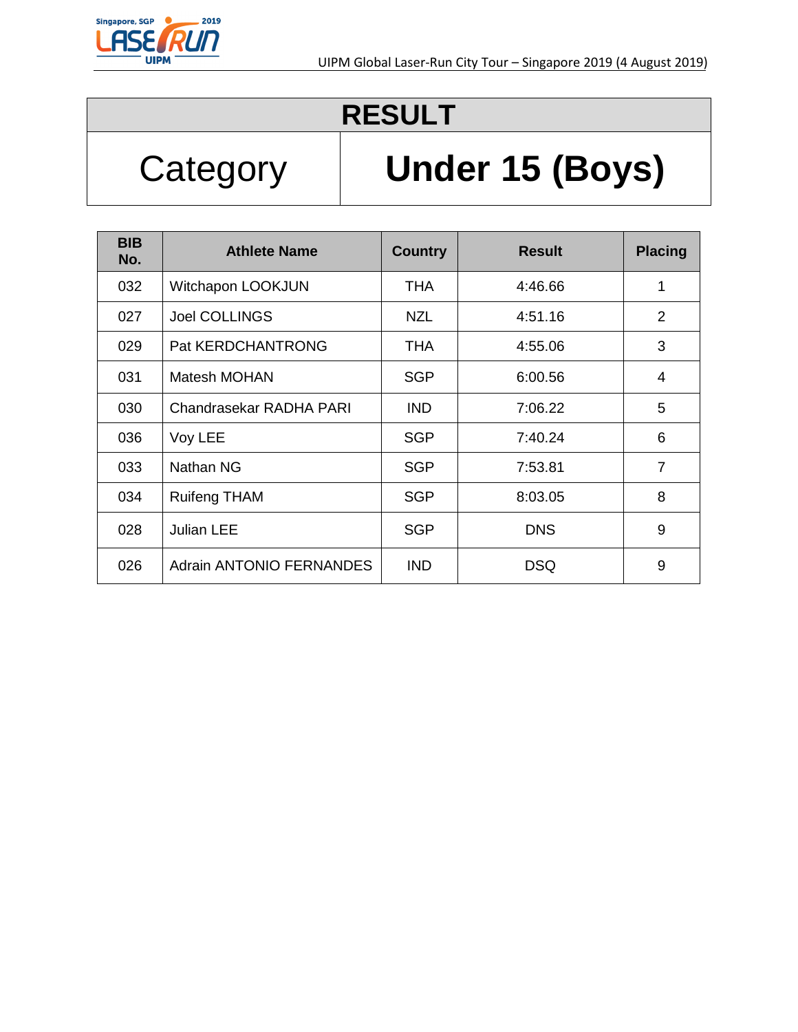# RESULT

| Category | Under 15 (Boys) |
|---|---|

| BIB No. | Athlete Name | Country | Result | Placing |
|---|---|---|---|---|
| 032 | Witchapon LOOKJUN | THA | 4:46.66 | 1 |
| 027 | Joel COLLINGS | NZL | 4:51.16 | 2 |
| 029 | Pat KERDCHANTRONG | THA | 4:55.06 | 3 |
| 031 | Matesh MOHAN | SGP | 6:00.56 | 4 |
| 030 | Chandrasekar RADHA PARI | IND | 7:06.22 | 5 |
| 036 | Voy LEE | SGP | 7:40.24 | 6 |
| 033 | Nathan NG | SGP | 7:53.81 | 7 |
| 034 | Ruifeng THAM | SGP | 8:03.05 | 8 |
| 028 | Julian LEE | SGP | DNS | 9 |
| 026 | Adrain ANTONIO FERNANDES | IND | DSQ | 9 |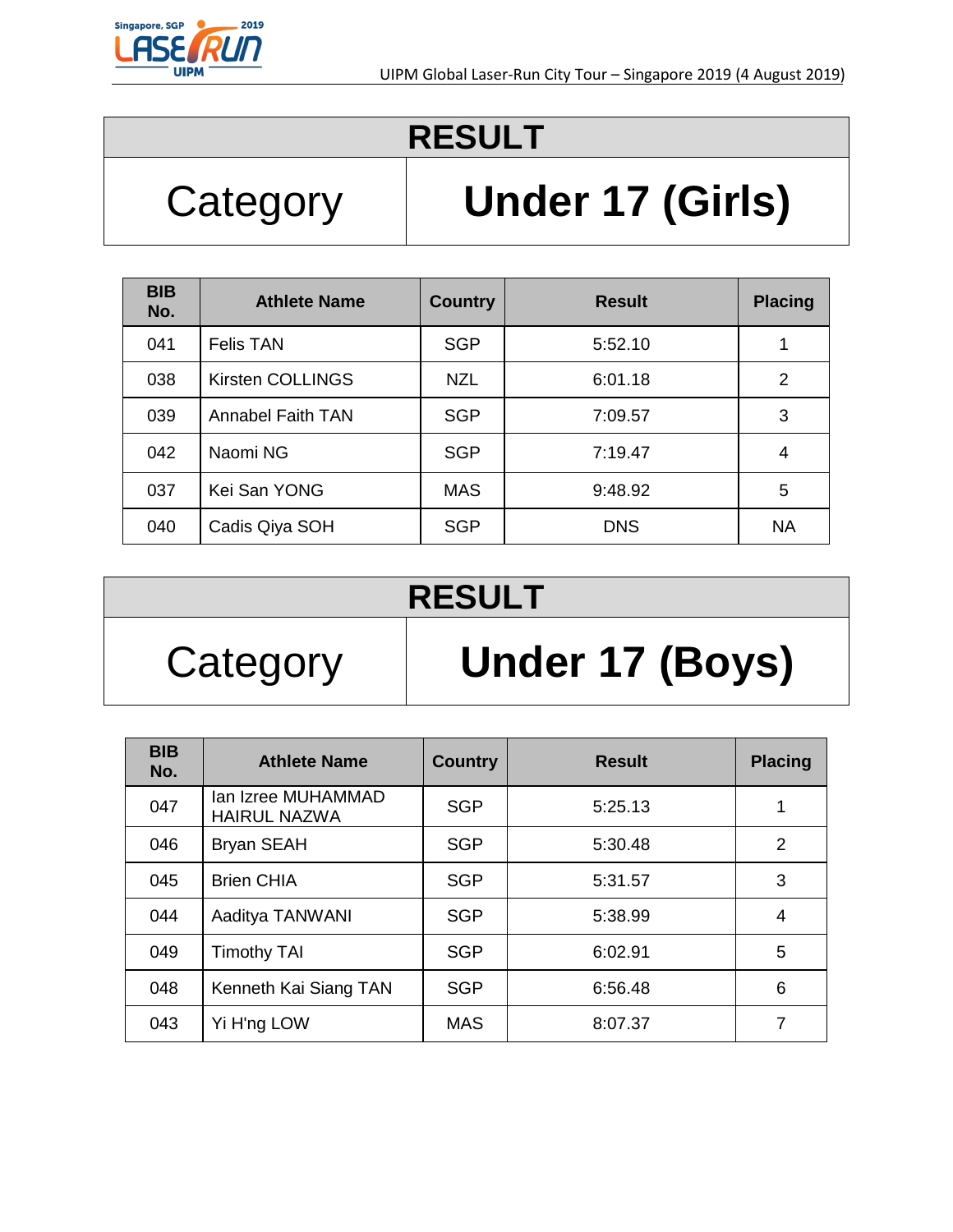# RESULT

| Category | Under 17 (Girls) |
|---|---|

| BIB No. | Athlete Name | Country | Result | Placing |
|---|---|---|---|---|
| 041 | Felis TAN | SGP | 5:52.10 | 1 |
| 038 | Kirsten COLLINGS | NZL | 6:01.18 | 2 |
| 039 | Annabel Faith TAN | SGP | 7:09.57 | 3 |
| 042 | Naomi NG | SGP | 7:19.47 | 4 |
| 037 | Kei San YONG | MAS | 9:48.92 | 5 |
| 040 | Cadis Qiya SOH | SGP | DNS | NA |

# RESULT

| Category | Under 17 (Boys) |
|---|---|

| BIB No. | Athlete Name | Country | Result | Placing |
|---|---|---|---|---|
| 047 | Ian Izree MUHAMMAD HAIRUL NAZWA | SGP | 5:25.13 | 1 |
| 046 | Bryan SEAH | SGP | 5:30.48 | 2 |
| 045 | Brien CHIA | SGP | 5:31.57 | 3 |
| 044 | Aaditya TANWANI | SGP | 5:38.99 | 4 |
| 049 | Timothy TAI | SGP | 6:02.91 | 5 |
| 048 | Kenneth Kai Siang TAN | SGP | 6:56.48 | 6 |
| 043 | Yi H'ng LOW | MAS | 8:07.37 | 7 |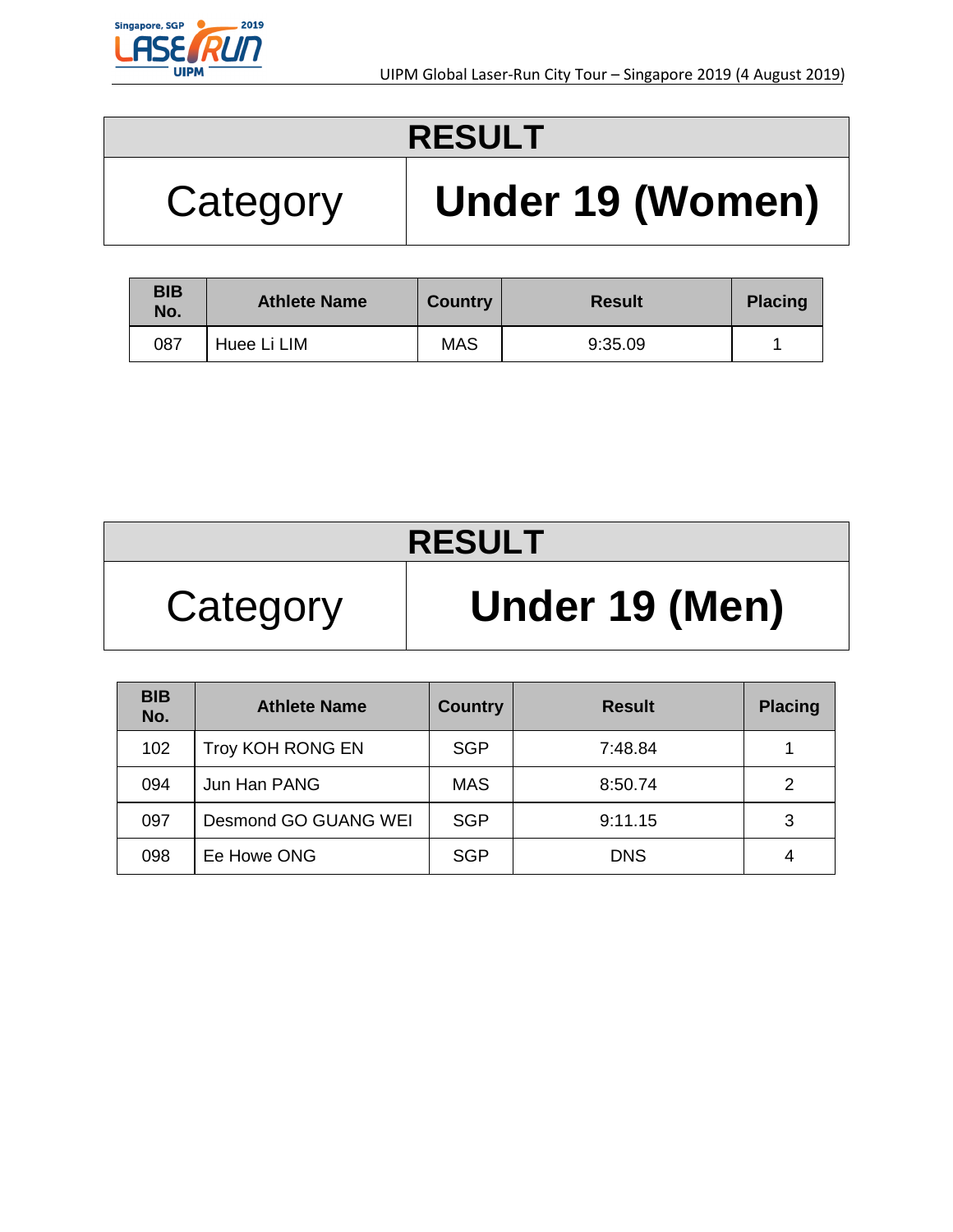## RESULT

| Category | Under 19 (Women) |
|---|---|

| BIB No. | Athlete Name | Country | Result | Placing |
|---|---|---|---|---|
| 087 | Huee Li LIM | MAS | 9:35.09 | 1 |

## RESULT

| Category | Under 19 (Men) |
|---|---|

| BIB No. | Athlete Name | Country | Result | Placing |
|---|---|---|---|---|
| 102 | Troy KOH RONG EN | SGP | 7:48.84 | 1 |
| 094 | Jun Han PANG | MAS | 8:50.74 | 2 |
| 097 | Desmond GO GUANG WEI | SGP | 9:11.15 | 3 |
| 098 | Ee Howe ONG | SGP | DNS | 4 |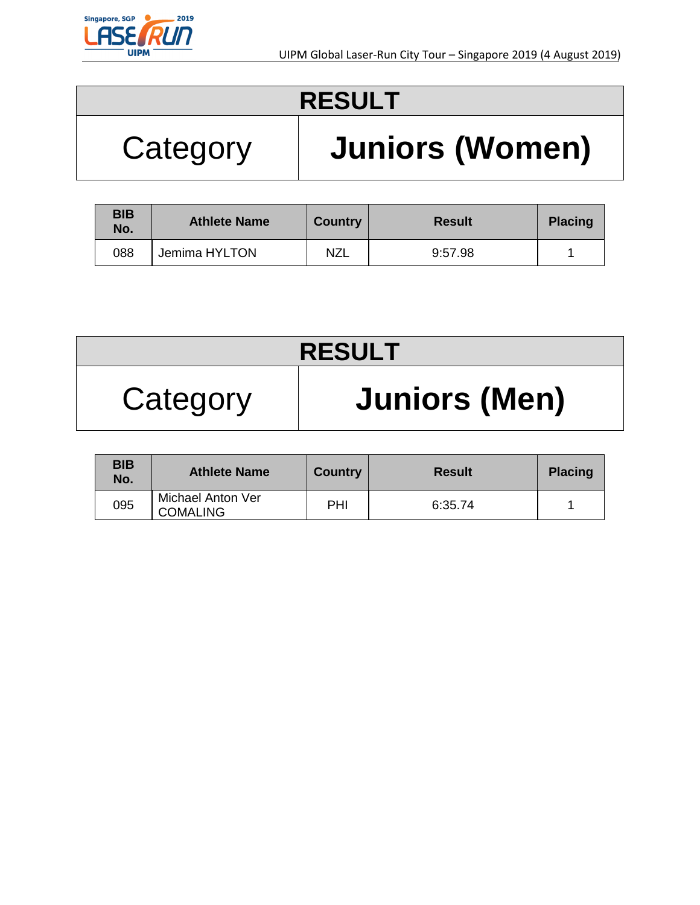| RESULT | |
|---|---|
| Category | **Juniors (Women)** |

| BIB No. | Athlete Name | Country | Result | Placing |
|---|---|---|---|---|
| 088 | Jemima HYLTON | NZL | 9:57.98 | 1 |

| RESULT | |
|---|---|
| Category | **Juniors (Men)** |

| BIB No. | Athlete Name | Country | Result | Placing |
|---|---|---|---|---|
| 095 | Michael Anton Ver COMALING | PHI | 6:35.74 | 1 |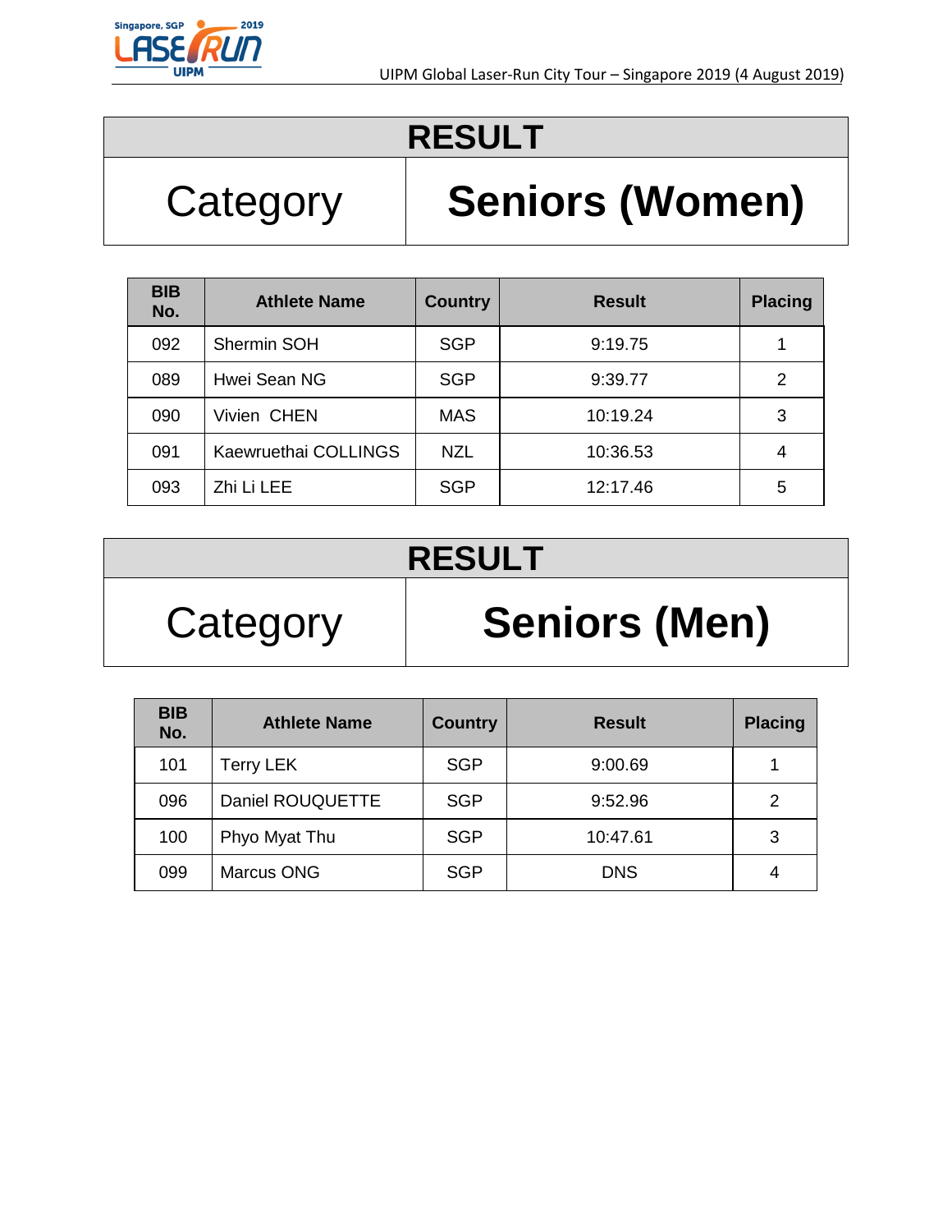# RESULT

| Category | Seniors (Women) |
|---|---|

| BIB No. | Athlete Name | Country | Result | Placing |
|---|---|---|---|---|
| 092 | Shermin SOH | SGP | 9:19.75 | 1 |
| 089 | Hwei Sean NG | SGP | 9:39.77 | 2 |
| 090 | Vivien CHEN | MAS | 10:19.24 | 3 |
| 091 | Kaewruethai COLLINGS | NZL | 10:36.53 | 4 |
| 093 | Zhi Li LEE | SGP | 12:17.46 | 5 |

# RESULT

| Category | Seniors (Men) |
|---|---|

| BIB No. | Athlete Name | Country | Result | Placing |
|---|---|---|---|---|
| 101 | Terry LEK | SGP | 9:00.69 | 1 |
| 096 | Daniel ROUQUETTE | SGP | 9:52.96 | 2 |
| 100 | Phyo Myat Thu | SGP | 10:47.61 | 3 |
| 099 | Marcus ONG | SGP | DNS | 4 |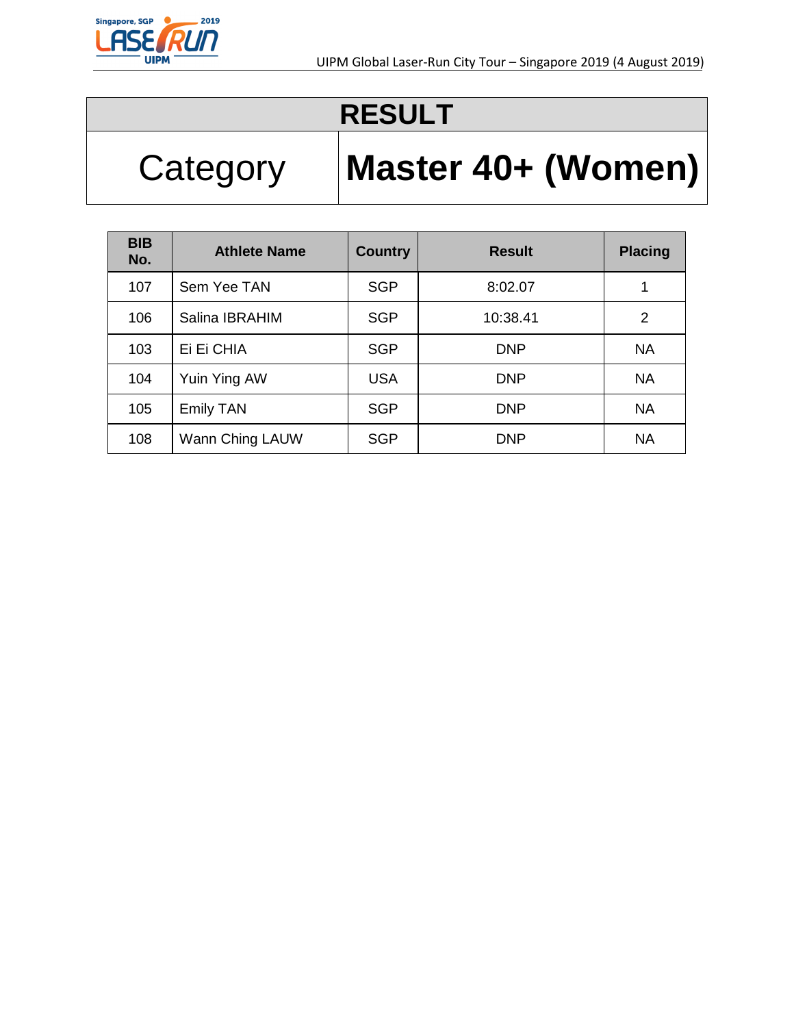# RESULT

| Category | Master 40+ (Women) |
|---|---|

| BIB No. | Athlete Name | Country | Result | Placing |
|---|---|---|---|---|
| 107 | Sem Yee TAN | SGP | 8:02.07 | 1 |
| 106 | Salina IBRAHIM | SGP | 10:38.41 | 2 |
| 103 | Ei Ei CHIA | SGP | DNP | NA |
| 104 | Yuin Ying AW | USA | DNP | NA |
| 105 | Emily TAN | SGP | DNP | NA |
| 108 | Wann Ching LAUW | SGP | DNP | NA |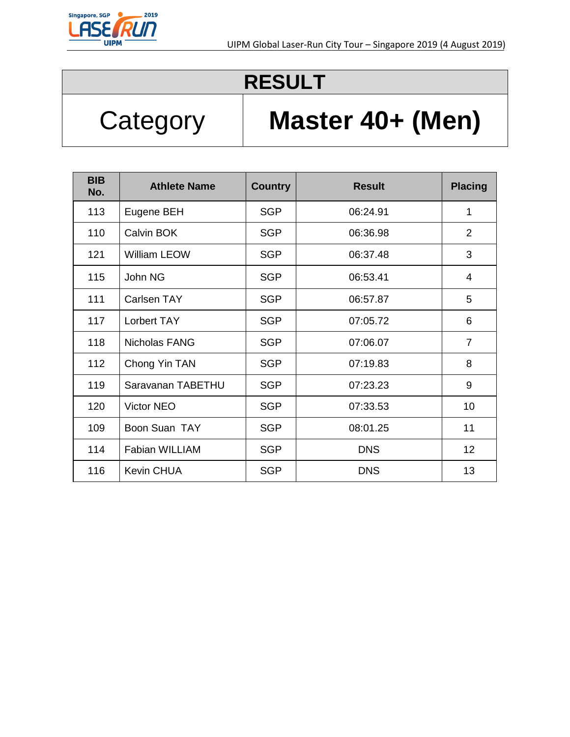# RESULT

| Category | Master 40+ (Men) |
|---|---|

| BIB No. | Athlete Name | Country | Result | Placing |
|---|---|---|---|---|
| 113 | Eugene BEH | SGP | 06:24.91 | 1 |
| 110 | Calvin BOK | SGP | 06:36.98 | 2 |
| 121 | William LEOW | SGP | 06:37.48 | 3 |
| 115 | John NG | SGP | 06:53.41 | 4 |
| 111 | Carlsen TAY | SGP | 06:57.87 | 5 |
| 117 | Lorbert TAY | SGP | 07:05.72 | 6 |
| 118 | Nicholas FANG | SGP | 07:06.07 | 7 |
| 112 | Chong Yin TAN | SGP | 07:19.83 | 8 |
| 119 | Saravanan TABETHU | SGP | 07:23.23 | 9 |
| 120 | Victor NEO | SGP | 07:33.53 | 10 |
| 109 | Boon Suan TAY | SGP | 08:01.25 | 11 |
| 114 | Fabian WILLIAM | SGP | DNS | 12 |
| 116 | Kevin CHUA | SGP | DNS | 13 |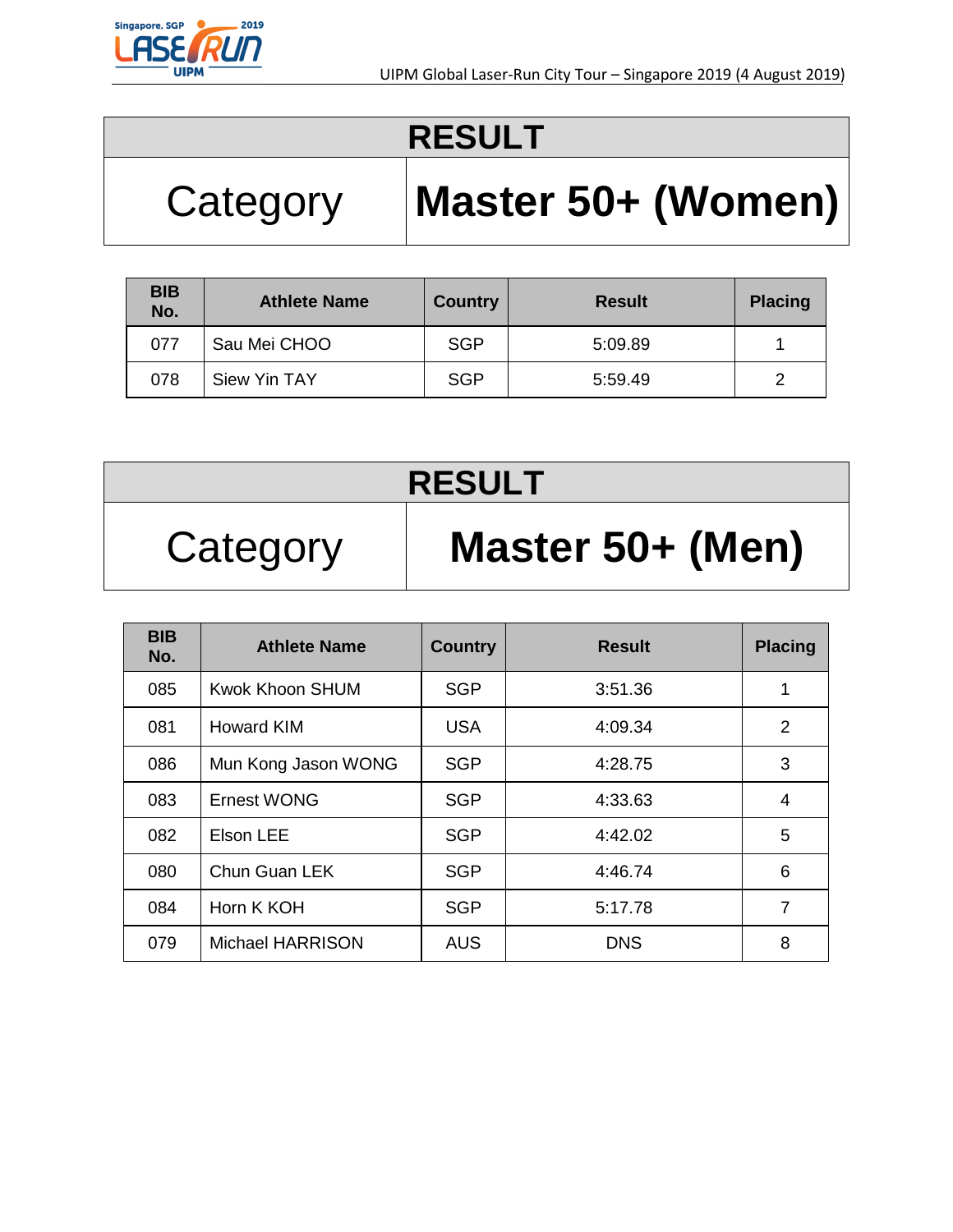## RESULT

| Category | Master 50+ (Women) |
|---|---|

| BIB No. | Athlete Name | Country | Result | Placing |
|---|---|---|---|---|
| 077 | Sau Mei CHOO | SGP | 5:09.89 | 1 |
| 078 | Siew Yin TAY | SGP | 5:59.49 | 2 |

## RESULT

| Category | Master 50+ (Men) |
|---|---|

| BIB No. | Athlete Name | Country | Result | Placing |
|---|---|---|---|---|
| 085 | Kwok Khoon SHUM | SGP | 3:51.36 | 1 |
| 081 | Howard KIM | USA | 4:09.34 | 2 |
| 086 | Mun Kong Jason WONG | SGP | 4:28.75 | 3 |
| 083 | Ernest WONG | SGP | 4:33.63 | 4 |
| 082 | Elson LEE | SGP | 4:42.02 | 5 |
| 080 | Chun Guan LEK | SGP | 4:46.74 | 6 |
| 084 | Horn K KOH | SGP | 5:17.78 | 7 |
| 079 | Michael HARRISON | AUS | DNS | 8 |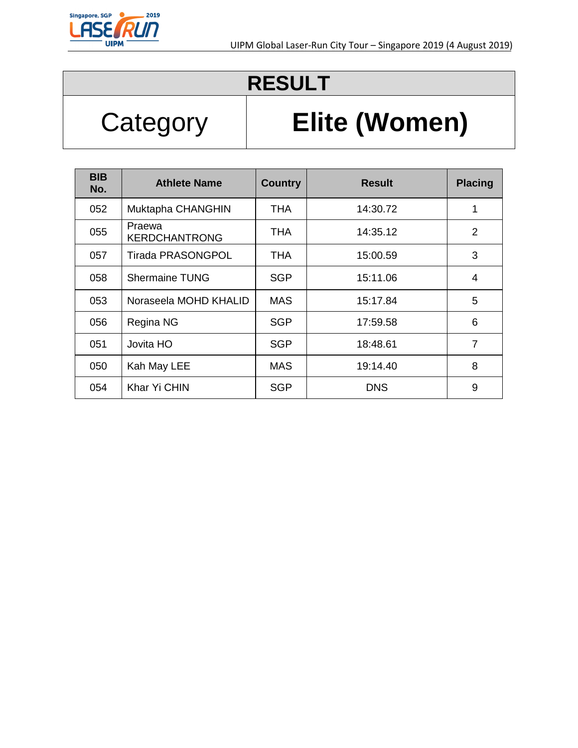# RESULT

| Category | Elite (Women) |
|---|---|

| BIB No. | Athlete Name | Country | Result | Placing |
|---|---|---|---|---|
| 052 | Muktapha CHANGHIN | THA | 14:30.72 | 1 |
| 055 | Praewa KERDCHANTRONG | THA | 14:35.12 | 2 |
| 057 | Tirada PRASONGPOL | THA | 15:00.59 | 3 |
| 058 | Shermaine TUNG | SGP | 15:11.06 | 4 |
| 053 | Noraseela MOHD KHALID | MAS | 15:17.84 | 5 |
| 056 | Regina NG | SGP | 17:59.58 | 6 |
| 051 | Jovita HO | SGP | 18:48.61 | 7 |
| 050 | Kah May LEE | MAS | 19:14.40 | 8 |
| 054 | Khar Yi CHIN | SGP | DNS | 9 |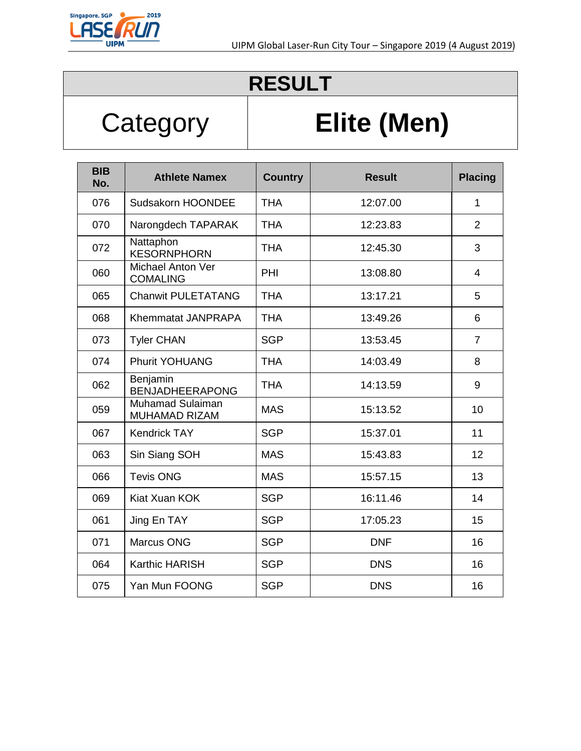# RESULT

| Category | Elite (Men) |
|---|---|

| BIB No. | Athlete Namex | Country | Result | Placing |
|---|---|---|---|---|
| 076 | Sudsakorn HOONDEE | THA | 12:07.00 | 1 |
| 070 | Narongdech TAPARAK | THA | 12:23.83 | 2 |
| 072 | Nattaphon KESORNPHORN | THA | 12:45.30 | 3 |
| 060 | Michael Anton Ver COMALING | PHI | 13:08.80 | 4 |
| 065 | Chanwit PULETATANG | THA | 13:17.21 | 5 |
| 068 | Khemmatat JANPRAPA | THA | 13:49.26 | 6 |
| 073 | Tyler CHAN | SGP | 13:53.45 | 7 |
| 074 | Phurit YOHUANG | THA | 14:03.49 | 8 |
| 062 | Benjamin BENJADHEERAPONG | THA | 14:13.59 | 9 |
| 059 | Muhamad Sulaiman MUHAMAD RIZAM | MAS | 15:13.52 | 10 |
| 067 | Kendrick TAY | SGP | 15:37.01 | 11 |
| 063 | Sin Siang SOH | MAS | 15:43.83 | 12 |
| 066 | Tevis ONG | MAS | 15:57.15 | 13 |
| 069 | Kiat Xuan KOK | SGP | 16:11.46 | 14 |
| 061 | Jing En TAY | SGP | 17:05.23 | 15 |
| 071 | Marcus ONG | SGP | DNF | 16 |
| 064 | Karthic HARISH | SGP | DNS | 16 |
| 075 | Yan Mun FOONG | SGP | DNS | 16 |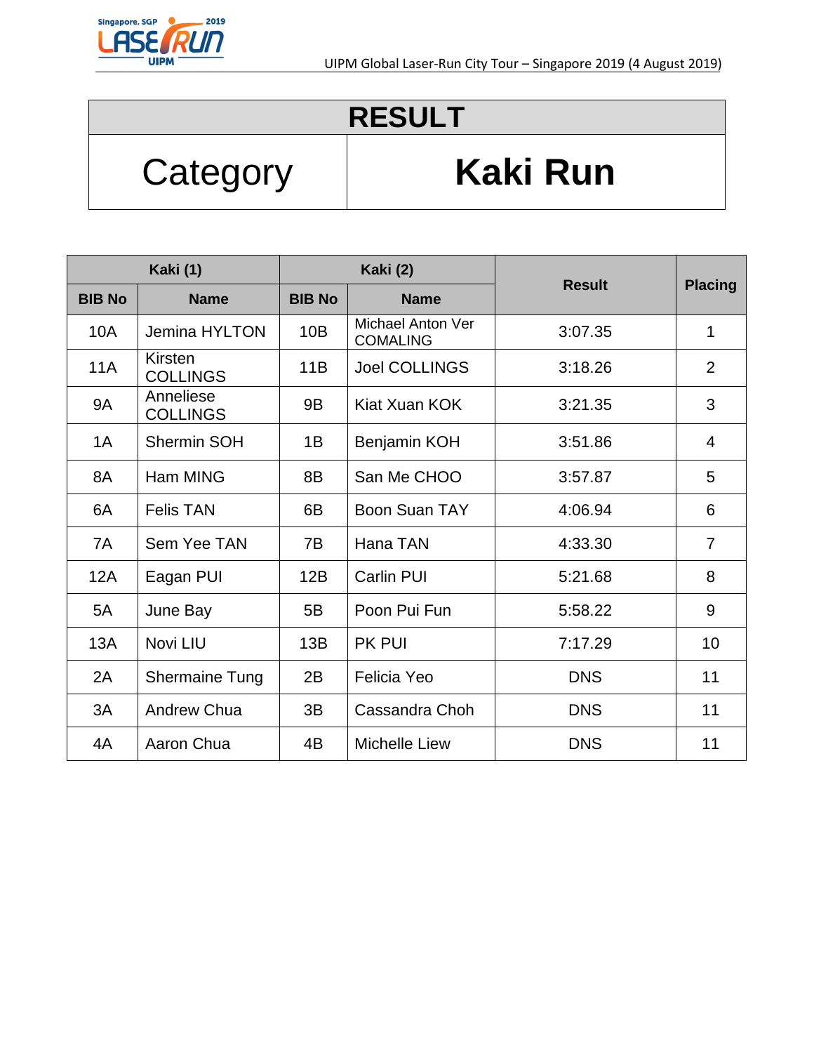# RESULT

| Category | Kaki Run |
|---|---|

| Kaki (1) | | Kaki (2) | | Result | Placing |
|---|---|---|---|---|---|
| BIB No | Name | BIB No | Name | | |
| 10A | Jemina HYLTON | 10B | Michael Anton Ver COMALING | 3:07.35 | 1 |
| 11A | Kirsten COLLINGS | 11B | Joel COLLINGS | 3:18.26 | 2 |
| 9A | Anneliese COLLINGS | 9B | Kiat Xuan KOK | 3:21.35 | 3 |
| 1A | Shermin SOH | 1B | Benjamin KOH | 3:51.86 | 4 |
| 8A | Ham MING | 8B | San Me CHOO | 3:57.87 | 5 |
| 6A | Felis TAN | 6B | Boon Suan TAY | 4:06.94 | 6 |
| 7A | Sem Yee TAN | 7B | Hana TAN | 4:33.30 | 7 |
| 12A | Eagan PUI | 12B | Carlin PUI | 5:21.68 | 8 |
| 5A | June Bay | 5B | Poon Pui Fun | 5:58.22 | 9 |
| 13A | Novi LIU | 13B | PK PUI | 7:17.29 | 10 |
| 2A | Shermaine Tung | 2B | Felicia Yeo | DNS | 11 |
| 3A | Andrew Chua | 3B | Cassandra Choh | DNS | 11 |
| 4A | Aaron Chua | 4B | Michelle Liew | DNS | 11 |